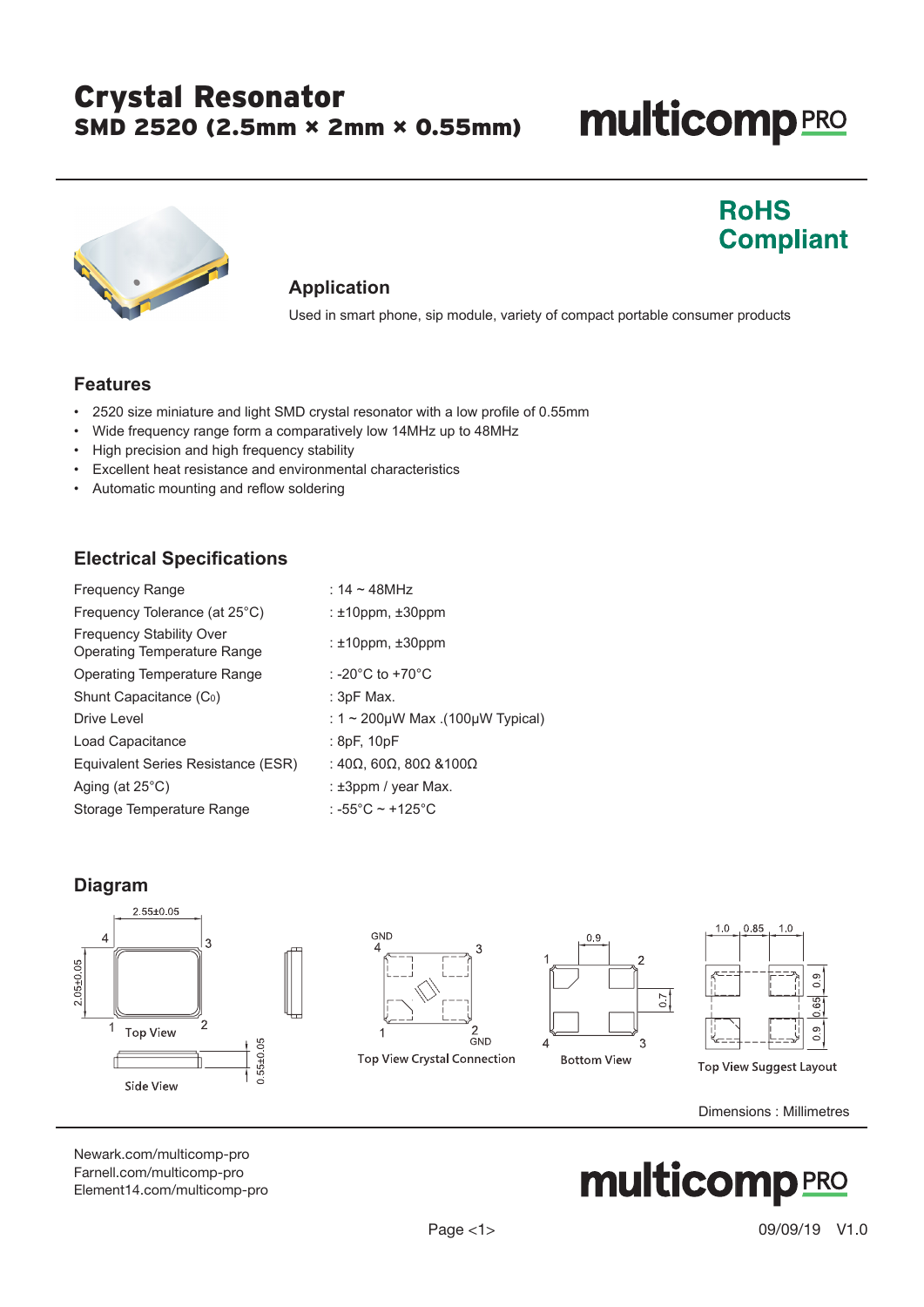# Crystal Resonator

## SMD 2520 (2.5mm × 2mm × 0.55mm)

multicomp PRO

**RoHS Compliant**

### Application

Used in smart phone, sip module, variety of compact portable consumer products

### Features

- 2520 size miniature and light SMD crystal resonator with a low profile of 0.55mm
- Wide frequency range form a comparatively low 14MHz up to 48MHz
- High precision and high frequency stability
- Excellent heat resistance and environmental characteristics
- Automatic mounting and reflow soldering

### Electrical Specifications

| Parameter | Value |
|---|---|
| Frequency Range | : 14 ~ 48MHz |
| Frequency Tolerance (at 25°C) | : ±10ppm, ±30ppm |
| Frequency Stability Over Operating Temperature Range | : ±10ppm, ±30ppm |
| Operating Temperature Range | : -20°C to +70°C |
| Shunt Capacitance ($C_0$) | : 3pF Max. |
| Drive Level | : 1 ~ 200µW Max .(100µW Typical) |
| Load Capacitance | : 8pF, 10pF |
| Equivalent Series Resistance (ESR) | : 40Ω, 60Ω, 80Ω &100Ω |
| Aging (at 25°C) | : ±3ppm / year Max. |
| Storage Temperature Range | : -55°C ~ +125°C |

### Diagram

2.55±0.05 | 2.05±0.05 | 4 | 3 | 1 | 2 | Top View

0.55±0.05 | Side View

GND 4 | 3 | 1 | 2 GND | Top View Crystal Connection

0.9 | 0.7 | 1 | 2 | 4 | 3 | Bottom View

1.0 | 0.85 | 1.0 | 0.9 | 0.65 | 0.9 | Top View Suggest Layout

Dimensions : Millimetres

Newark.com/multicomp-pro
Farnell.com/multicomp-pro
Element14.com/multicomp-pro

09/09/19 V1.0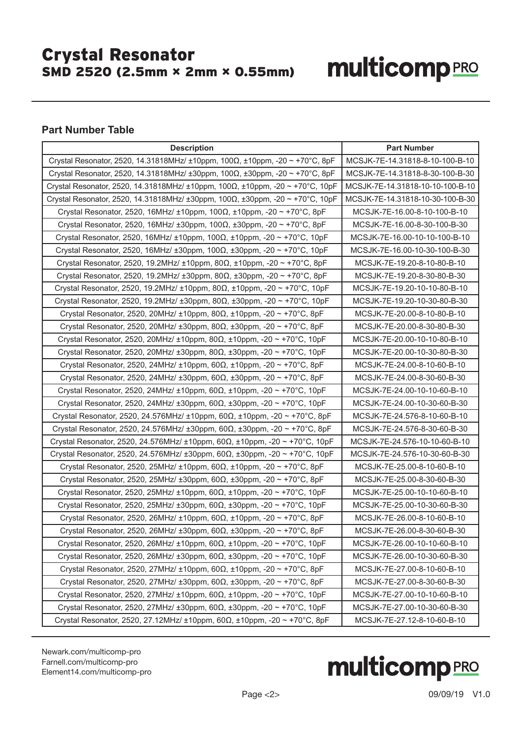## Part Number Table

| Description | Part Number |
|---|---|
| Crystal Resonator, 2520, 14.31818MHz/ ±10ppm, 100Ω, ±10ppm, -20 ~ +70°C, 8pF | MCSJK-7E-14.31818-8-10-100-B-10 |
| Crystal Resonator, 2520, 14.31818MHz/ ±30ppm, 100Ω, ±30ppm, -20 ~ +70°C, 8pF | MCSJK-7E-14.31818-8-30-100-B-30 |
| Crystal Resonator, 2520, 14.31818MHz/ ±10ppm, 100Ω, ±10ppm, -20 ~ +70°C, 10pF | MCSJK-7E-14.31818-10-10-100-B-10 |
| Crystal Resonator, 2520, 14.31818MHz/ ±30ppm, 100Ω, ±30ppm, -20 ~ +70°C, 10pF | MCSJK-7E-14.31818-10-30-100-B-30 |
| Crystal Resonator, 2520, 16MHz/ ±10ppm, 100Ω, ±10ppm, -20 ~ +70°C, 8pF | MCSJK-7E-16.00-8-10-100-B-10 |
| Crystal Resonator, 2520, 16MHz/ ±30ppm, 100Ω, ±30ppm, -20 ~ +70°C, 8pF | MCSJK-7E-16.00-8-30-100-B-30 |
| Crystal Resonator, 2520, 16MHz/ ±10ppm, 100Ω, ±10ppm, -20 ~ +70°C, 10pF | MCSJK-7E-16.00-10-10-100-B-10 |
| Crystal Resonator, 2520, 16MHz/ ±30ppm, 100Ω, ±30ppm, -20 ~ +70°C, 10pF | MCSJK-7E-16.00-10-30-100-B-30 |
| Crystal Resonator, 2520, 19.2MHz/ ±10ppm, 80Ω, ±10ppm, -20 ~ +70°C, 8pF | MCSJK-7E-19.20-8-10-80-B-10 |
| Crystal Resonator, 2520, 19.2MHz/ ±30ppm, 80Ω, ±30ppm, -20 ~ +70°C, 8pF | MCSJK-7E-19.20-8-30-80-B-30 |
| Crystal Resonator, 2520, 19.2MHz/ ±10ppm, 80Ω, ±10ppm, -20 ~ +70°C, 10pF | MCSJK-7E-19.20-10-10-80-B-10 |
| Crystal Resonator, 2520, 19.2MHz/ ±30ppm, 80Ω, ±30ppm, -20 ~ +70°C, 10pF | MCSJK-7E-19.20-10-30-80-B-30 |
| Crystal Resonator, 2520, 20MHz/ ±10ppm, 80Ω, ±10ppm, -20 ~ +70°C, 8pF | MCSJK-7E-20.00-8-10-80-B-10 |
| Crystal Resonator, 2520, 20MHz/ ±30ppm, 80Ω, ±30ppm, -20 ~ +70°C, 8pF | MCSJK-7E-20.00-8-30-80-B-30 |
| Crystal Resonator, 2520, 20MHz/ ±10ppm, 80Ω, ±10ppm, -20 ~ +70°C, 10pF | MCSJK-7E-20.00-10-10-80-B-10 |
| Crystal Resonator, 2520, 20MHz/ ±30ppm, 80Ω, ±30ppm, -20 ~ +70°C, 10pF | MCSJK-7E-20.00-10-30-80-B-30 |
| Crystal Resonator, 2520, 24MHz/ ±10ppm, 60Ω, ±10ppm, -20 ~ +70°C, 8pF | MCSJK-7E-24.00-8-10-60-B-10 |
| Crystal Resonator, 2520, 24MHz/ ±30ppm, 60Ω, ±30ppm, -20 ~ +70°C, 8pF | MCSJK-7E-24.00-8-30-60-B-30 |
| Crystal Resonator, 2520, 24MHz/ ±10ppm, 60Ω, ±10ppm, -20 ~ +70°C, 10pF | MCSJK-7E-24.00-10-10-60-B-10 |
| Crystal Resonator, 2520, 24MHz/ ±30ppm, 60Ω, ±30ppm, -20 ~ +70°C, 10pF | MCSJK-7E-24.00-10-30-60-B-30 |
| Crystal Resonator, 2520, 24.576MHz/ ±10ppm, 60Ω, ±10ppm, -20 ~ +70°C, 8pF | MCSJK-7E-24.576-8-10-60-B-10 |
| Crystal Resonator, 2520, 24.576MHz/ ±30ppm, 60Ω, ±30ppm, -20 ~ +70°C, 8pF | MCSJK-7E-24.576-8-30-60-B-30 |
| Crystal Resonator, 2520, 24.576MHz/ ±10ppm, 60Ω, ±10ppm, -20 ~ +70°C, 10pF | MCSJK-7E-24.576-10-10-60-B-10 |
| Crystal Resonator, 2520, 24.576MHz/ ±30ppm, 60Ω, ±30ppm, -20 ~ +70°C, 10pF | MCSJK-7E-24.576-10-30-60-B-30 |
| Crystal Resonator, 2520, 25MHz/ ±10ppm, 60Ω, ±10ppm, -20 ~ +70°C, 8pF | MCSJK-7E-25.00-8-10-60-B-10 |
| Crystal Resonator, 2520, 25MHz/ ±30ppm, 60Ω, ±30ppm, -20 ~ +70°C, 8pF | MCSJK-7E-25.00-8-30-60-B-30 |
| Crystal Resonator, 2520, 25MHz/ ±10ppm, 60Ω, ±10ppm, -20 ~ +70°C, 10pF | MCSJK-7E-25.00-10-10-60-B-10 |
| Crystal Resonator, 2520, 25MHz/ ±30ppm, 60Ω, ±30ppm, -20 ~ +70°C, 10pF | MCSJK-7E-25.00-10-30-60-B-30 |
| Crystal Resonator, 2520, 26MHz/ ±10ppm, 60Ω, ±10ppm, -20 ~ +70°C, 8pF | MCSJK-7E-26.00-8-10-60-B-10 |
| Crystal Resonator, 2520, 26MHz/ ±30ppm, 60Ω, ±30ppm, -20 ~ +70°C, 8pF | MCSJK-7E-26.00-8-30-60-B-30 |
| Crystal Resonator, 2520, 26MHz/ ±10ppm, 60Ω, ±10ppm, -20 ~ +70°C, 10pF | MCSJK-7E-26.00-10-10-60-B-10 |
| Crystal Resonator, 2520, 26MHz/ ±30ppm, 60Ω, ±30ppm, -20 ~ +70°C, 10pF | MCSJK-7E-26.00-10-30-60-B-30 |
| Crystal Resonator, 2520, 27MHz/ ±10ppm, 60Ω, ±10ppm, -20 ~ +70°C, 8pF | MCSJK-7E-27.00-8-10-60-B-10 |
| Crystal Resonator, 2520, 27MHz/ ±30ppm, 60Ω, ±30ppm, -20 ~ +70°C, 8pF | MCSJK-7E-27.00-8-30-60-B-30 |
| Crystal Resonator, 2520, 27MHz/ ±10ppm, 60Ω, ±10ppm, -20 ~ +70°C, 10pF | MCSJK-7E-27.00-10-10-60-B-10 |
| Crystal Resonator, 2520, 27MHz/ ±30ppm, 60Ω, ±30ppm, -20 ~ +70°C, 10pF | MCSJK-7E-27.00-10-30-60-B-30 |
| Crystal Resonator, 2520, 27.12MHz/ ±10ppm, 60Ω, ±10ppm, -20 ~ +70°C, 8pF | MCSJK-7E-27.12-8-10-60-B-10 |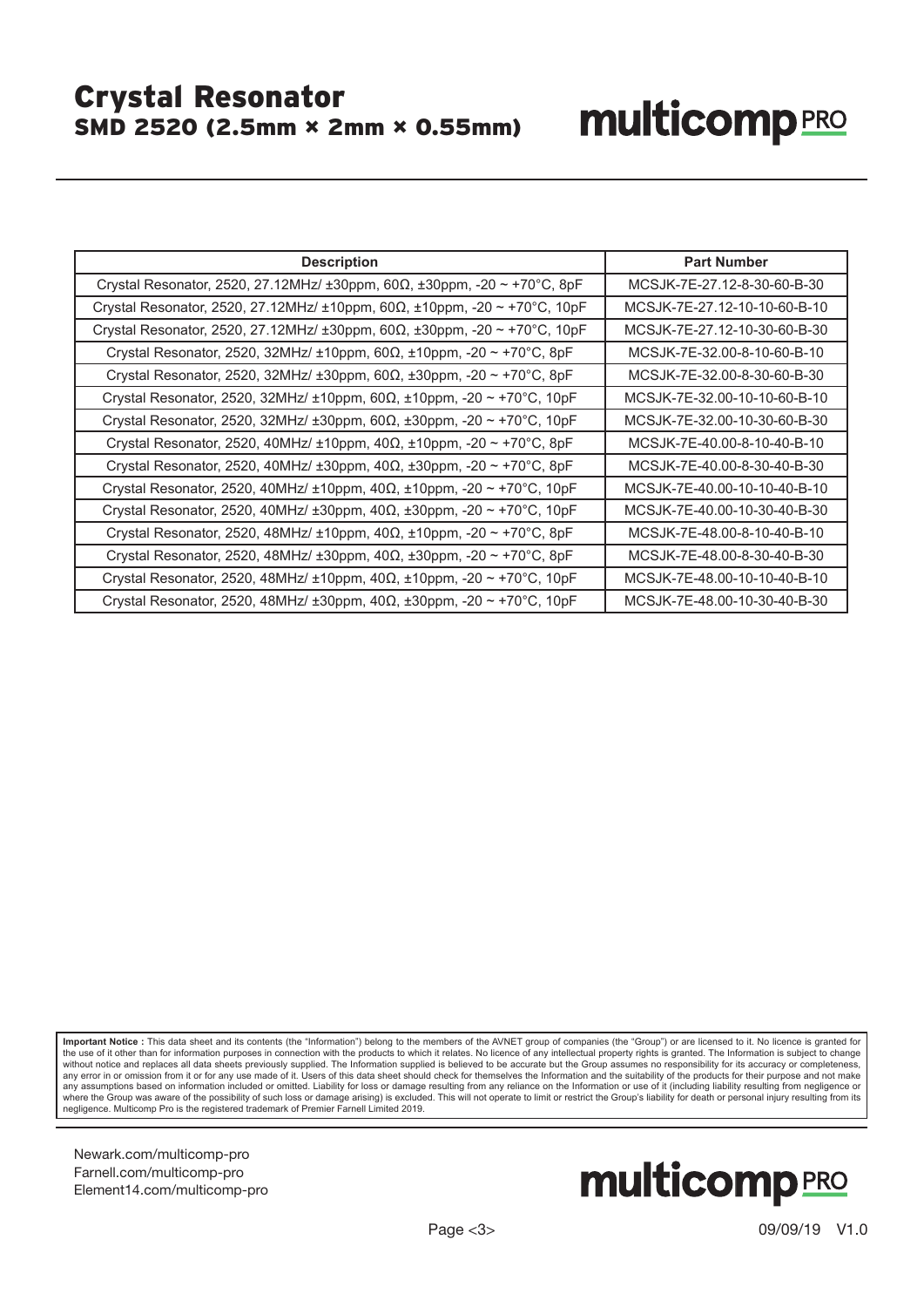| Description | Part Number |
|---|---|
| Crystal Resonator, 2520, 27.12MHz/ ±30ppm, 60Ω, ±30ppm, -20 ~ +70°C, 8pF | MCSJK-7E-27.12-8-30-60-B-30 |
| Crystal Resonator, 2520, 27.12MHz/ ±10ppm, 60Ω, ±10ppm, -20 ~ +70°C, 10pF | MCSJK-7E-27.12-10-10-60-B-10 |
| Crystal Resonator, 2520, 27.12MHz/ ±30ppm, 60Ω, ±30ppm, -20 ~ +70°C, 10pF | MCSJK-7E-27.12-10-30-60-B-30 |
| Crystal Resonator, 2520, 32MHz/ ±10ppm, 60Ω, ±10ppm, -20 ~ +70°C, 8pF | MCSJK-7E-32.00-8-10-60-B-10 |
| Crystal Resonator, 2520, 32MHz/ ±30ppm, 60Ω, ±30ppm, -20 ~ +70°C, 8pF | MCSJK-7E-32.00-8-30-60-B-30 |
| Crystal Resonator, 2520, 32MHz/ ±10ppm, 60Ω, ±10ppm, -20 ~ +70°C, 10pF | MCSJK-7E-32.00-10-10-60-B-10 |
| Crystal Resonator, 2520, 32MHz/ ±30ppm, 60Ω, ±30ppm, -20 ~ +70°C, 10pF | MCSJK-7E-32.00-10-30-60-B-30 |
| Crystal Resonator, 2520, 40MHz/ ±10ppm, 40Ω, ±10ppm, -20 ~ +70°C, 8pF | MCSJK-7E-40.00-8-10-40-B-10 |
| Crystal Resonator, 2520, 40MHz/ ±30ppm, 40Ω, ±30ppm, -20 ~ +70°C, 8pF | MCSJK-7E-40.00-8-30-40-B-30 |
| Crystal Resonator, 2520, 40MHz/ ±10ppm, 40Ω, ±10ppm, -20 ~ +70°C, 10pF | MCSJK-7E-40.00-10-10-40-B-10 |
| Crystal Resonator, 2520, 40MHz/ ±30ppm, 40Ω, ±30ppm, -20 ~ +70°C, 10pF | MCSJK-7E-40.00-10-30-40-B-30 |
| Crystal Resonator, 2520, 48MHz/ ±10ppm, 40Ω, ±10ppm, -20 ~ +70°C, 8pF | MCSJK-7E-48.00-8-10-40-B-10 |
| Crystal Resonator, 2520, 48MHz/ ±30ppm, 40Ω, ±30ppm, -20 ~ +70°C, 8pF | MCSJK-7E-48.00-8-30-40-B-30 |
| Crystal Resonator, 2520, 48MHz/ ±10ppm, 40Ω, ±10ppm, -20 ~ +70°C, 10pF | MCSJK-7E-48.00-10-10-40-B-10 |
| Crystal Resonator, 2520, 48MHz/ ±30ppm, 40Ω, ±30ppm, -20 ~ +70°C, 10pF | MCSJK-7E-48.00-10-30-40-B-30 |

**Important Notice :** This data sheet and its contents (the "Information") belong to the members of the AVNET group of companies (the "Group") or are licensed to it. No licence is granted for the use of it other than for information purposes in connection with the products to which it relates. No licence of any intellectual property rights is granted. The Information is subject to change without notice and replaces all data sheets previously supplied. The Information supplied is believed to be accurate but the Group assumes no responsibility for its accuracy or completeness, any error in or omission from it or for any use made of it. Users of this data sheet should check for themselves the Information and the suitability of the products for their purpose and not make any assumptions based on information included or omitted. Liability for loss or damage resulting from any reliance on the Information or use of it (including liability resulting from negligence or where the Group was aware of the possibility of such loss or damage arising) is excluded. This will not operate to limit or restrict the Group's liability for death or personal injury resulting from its negligence. Multicomp Pro is the registered trademark of Premier Farnell Limited 2019.

Newark.com/multicomp-pro
Farnell.com/multicomp-pro
Element14.com/multicomp-pro